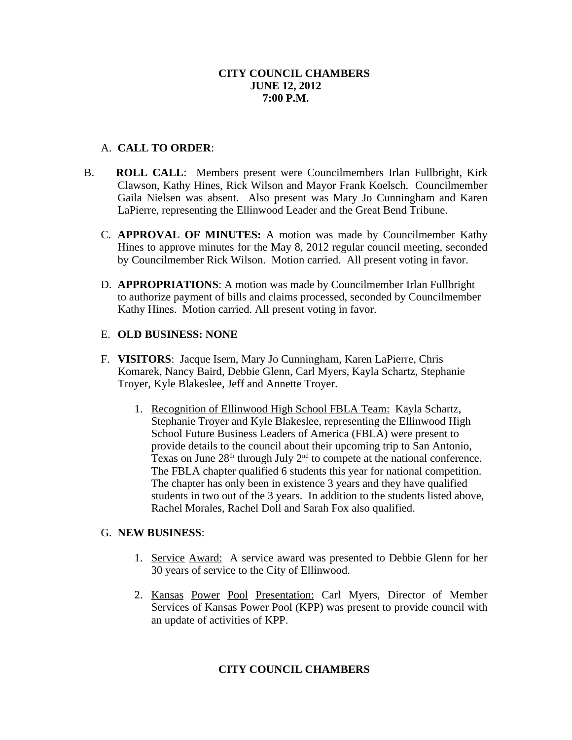**CITY COUNCIL CHAMBERS**
**JUNE 12, 2012**
**7:00 P.M.**

A. **CALL TO ORDER**:

B. **ROLL CALL**: Members present were Councilmembers Irlan Fullbright, Kirk Clawson, Kathy Hines, Rick Wilson and Mayor Frank Koelsch. Councilmember Gaila Nielsen was absent. Also present was Mary Jo Cunningham and Karen LaPierre, representing the Ellinwood Leader and the Great Bend Tribune.

C. **APPROVAL OF MINUTES:** A motion was made by Councilmember Kathy Hines to approve minutes for the May 8, 2012 regular council meeting, seconded by Councilmember Rick Wilson. Motion carried. All present voting in favor.

D. **APPROPRIATIONS**: A motion was made by Councilmember Irlan Fullbright to authorize payment of bills and claims processed, seconded by Councilmember Kathy Hines. Motion carried. All present voting in favor.

E. **OLD BUSINESS: NONE**

F. **VISITORS**: Jacque Isern, Mary Jo Cunningham, Karen LaPierre, Chris Komarek, Nancy Baird, Debbie Glenn, Carl Myers, Kayla Schartz, Stephanie Troyer, Kyle Blakeslee, Jeff and Annette Troyer.

1. Recognition of Ellinwood High School FBLA Team: Kayla Schartz, Stephanie Troyer and Kyle Blakeslee, representing the Ellinwood High School Future Business Leaders of America (FBLA) were present to provide details to the council about their upcoming trip to San Antonio, Texas on June 28th through July 2nd to compete at the national conference. The FBLA chapter qualified 6 students this year for national competition. The chapter has only been in existence 3 years and they have qualified students in two out of the 3 years. In addition to the students listed above, Rachel Morales, Rachel Doll and Sarah Fox also qualified.

G. **NEW BUSINESS**:

1. Service Award: A service award was presented to Debbie Glenn for her 30 years of service to the City of Ellinwood.

2. Kansas Power Pool Presentation: Carl Myers, Director of Member Services of Kansas Power Pool (KPP) was present to provide council with an update of activities of KPP.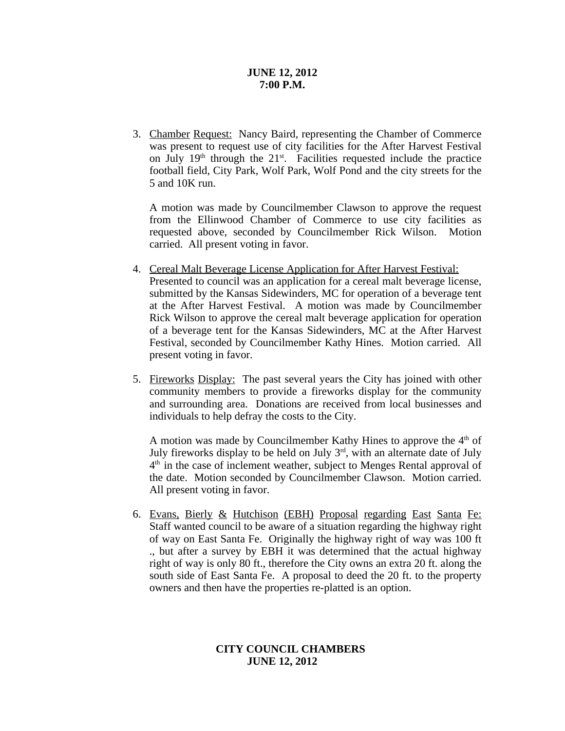3. Chamber Request: Nancy Baird, representing the Chamber of Commerce was present to request use of city facilities for the After Harvest Festival on July 19th through the 21st. Facilities requested include the practice football field, City Park, Wolf Park, Wolf Pond and the city streets for the 5 and 10K run.

   A motion was made by Councilmember Clawson to approve the request from the Ellinwood Chamber of Commerce to use city facilities as requested above, seconded by Councilmember Rick Wilson. Motion carried. All present voting in favor.

4. Cereal Malt Beverage License Application for After Harvest Festival: Presented to council was an application for a cereal malt beverage license, submitted by the Kansas Sidewinders, MC for operation of a beverage tent at the After Harvest Festival. A motion was made by Councilmember Rick Wilson to approve the cereal malt beverage application for operation of a beverage tent for the Kansas Sidewinders, MC at the After Harvest Festival, seconded by Councilmember Kathy Hines. Motion carried. All present voting in favor.

5. Fireworks Display: The past several years the City has joined with other community members to provide a fireworks display for the community and surrounding area. Donations are received from local businesses and individuals to help defray the costs to the City.

   A motion was made by Councilmember Kathy Hines to approve the 4th of July fireworks display to be held on July 3rd, with an alternate date of July 4th in the case of inclement weather, subject to Menges Rental approval of the date. Motion seconded by Councilmember Clawson. Motion carried. All present voting in favor.

6. Evans, Bierly & Hutchison (EBH) Proposal regarding East Santa Fe: Staff wanted council to be aware of a situation regarding the highway right of way on East Santa Fe. Originally the highway right of way was 100 ft ., but after a survey by EBH it was determined that the actual highway right of way is only 80 ft., therefore the City owns an extra 20 ft. along the south side of East Santa Fe. A proposal to deed the 20 ft. to the property owners and then have the properties re-platted is an option.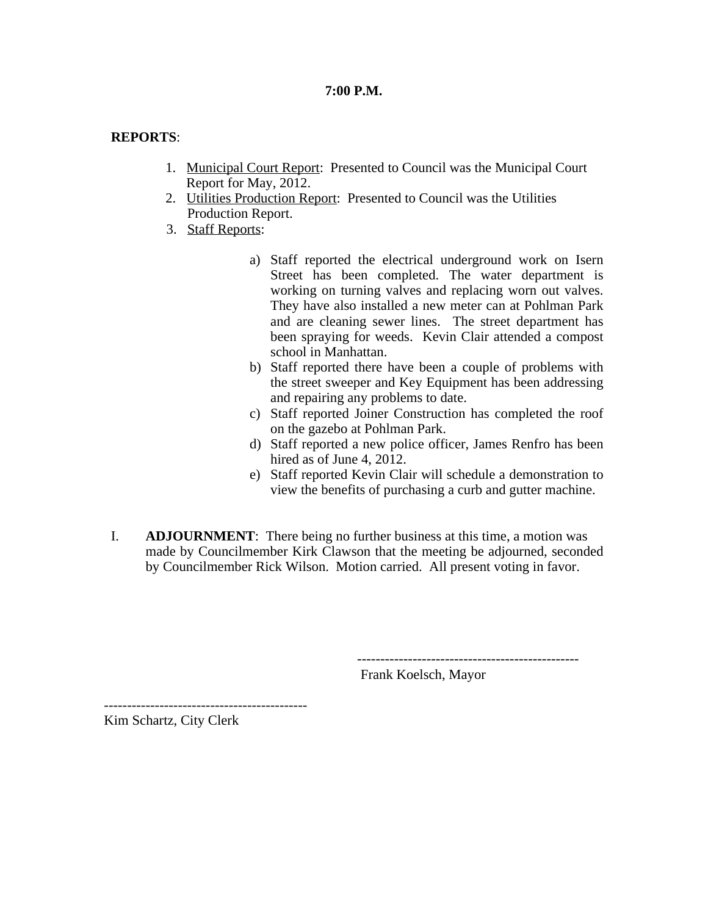**7:00 P.M.**

**REPORTS**:

1. Municipal Court Report: Presented to Council was the Municipal Court Report for May, 2012.
2. Utilities Production Report: Presented to Council was the Utilities Production Report.
3. Staff Reports:

   a) Staff reported the electrical underground work on Isern Street has been completed. The water department is working on turning valves and replacing worn out valves. They have also installed a new meter can at Pohlman Park and are cleaning sewer lines. The street department has been spraying for weeds. Kevin Clair attended a compost school in Manhattan.
   b) Staff reported there have been a couple of problems with the street sweeper and Key Equipment has been addressing and repairing any problems to date.
   c) Staff reported Joiner Construction has completed the roof on the gazebo at Pohlman Park.
   d) Staff reported a new police officer, James Renfro has been hired as of June 4, 2012.
   e) Staff reported Kevin Clair will schedule a demonstration to view the benefits of purchasing a curb and gutter machine.

I. **ADJOURNMENT**: There being no further business at this time, a motion was made by Councilmember Kirk Clawson that the meeting be adjourned, seconded by Councilmember Rick Wilson. Motion carried. All present voting in favor.

------------------------------------------------
Frank Koelsch, Mayor

--------------------------------------------
Kim Schartz, City Clerk